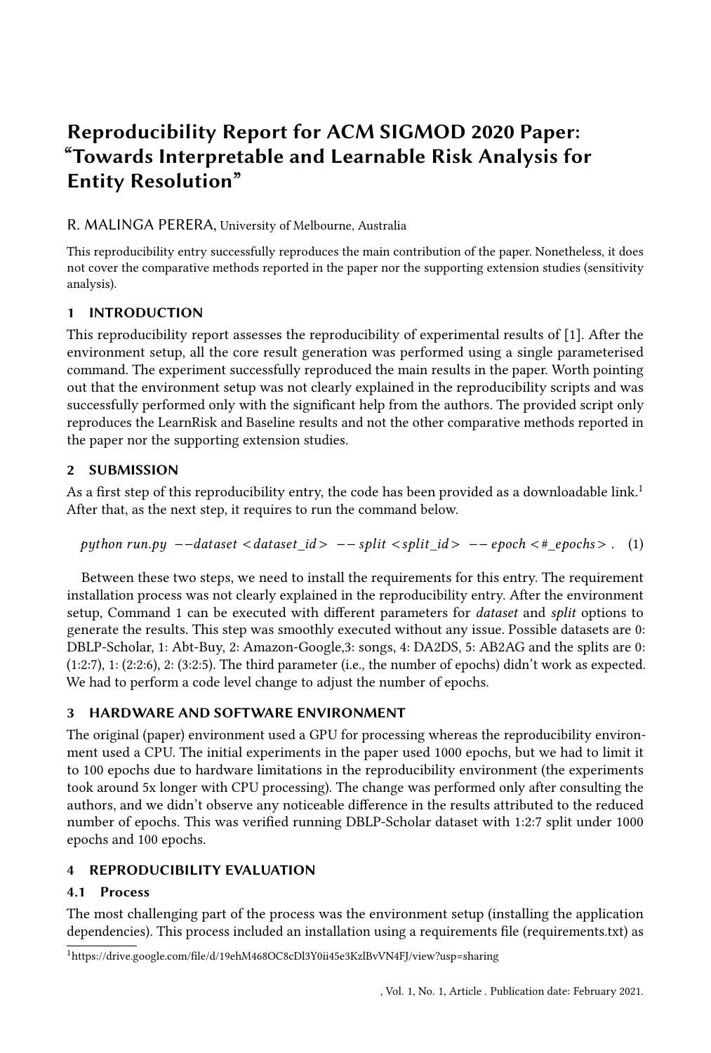# Reproducibility Report for ACM SIGMOD 2020 Paper: "Towards Interpretable and Learnable Risk Analysis for Entity Resolution"

R. MALINGA PERERA, University of Melbourne, Australia

This reproducibility entry successfully reproduces the main contribution of the paper. Nonetheless, it does not cover the comparative methods reported in the paper nor the supporting extension studies (sensitivity analysis).

## 1 INTRODUCTION

This reproducibility report assesses the reproducibility of experimental results of [1]. After the environment setup, all the core result generation was performed using a single parameterised command. The experiment successfully reproduced the main results in the paper. Worth pointing out that the environment setup was not clearly explained in the reproducibility scripts and was successfully performed only with the significant help from the authors. The provided script only reproduces the LearnRisk and Baseline results and not the other comparative methods reported in the paper nor the supporting extension studies.

## 2 SUBMISSION

As a first step of this reproducibility entry, the code has been provided as a downloadable link.[1] After that, as the next step, it requires to run the command below.

$$python\ run.py\ \ --dataset\ <dataset\_id>\ \ --split\ <split\_id>\ \ --epoch\ <\#\_epochs>\ . \quad (1)$$

Between these two steps, we need to install the requirements for this entry. The requirement installation process was not clearly explained in the reproducibility entry. After the environment setup, Command 1 can be executed with different parameters for *dataset* and *split* options to generate the results. This step was smoothly executed without any issue. Possible datasets are 0: DBLP-Scholar, 1: Abt-Buy, 2: Amazon-Google,3: songs, 4: DA2DS, 5: AB2AG and the splits are 0: (1:2:7), 1: (2:2:6), 2: (3:2:5). The third parameter (i.e., the number of epochs) didn't work as expected. We had to perform a code level change to adjust the number of epochs.

## 3 HARDWARE AND SOFTWARE ENVIRONMENT

The original (paper) environment used a GPU for processing whereas the reproducibility environment used a CPU. The initial experiments in the paper used 1000 epochs, but we had to limit it to 100 epochs due to hardware limitations in the reproducibility environment (the experiments took around 5x longer with CPU processing). The change was performed only after consulting the authors, and we didn't observe any noticeable difference in the results attributed to the reduced number of epochs. This was verified running DBLP-Scholar dataset with 1:2:7 split under 1000 epochs and 100 epochs.

## 4 REPRODUCIBILITY EVALUATION

### 4.1 Process

The most challenging part of the process was the environment setup (installing the application dependencies). This process included an installation using a requirements file (requirements.txt) as

[1] https://drive.google.com/file/d/19ehM468OC8cDl3Y0ii45e3KzlBvVN4FJ/view?usp=sharing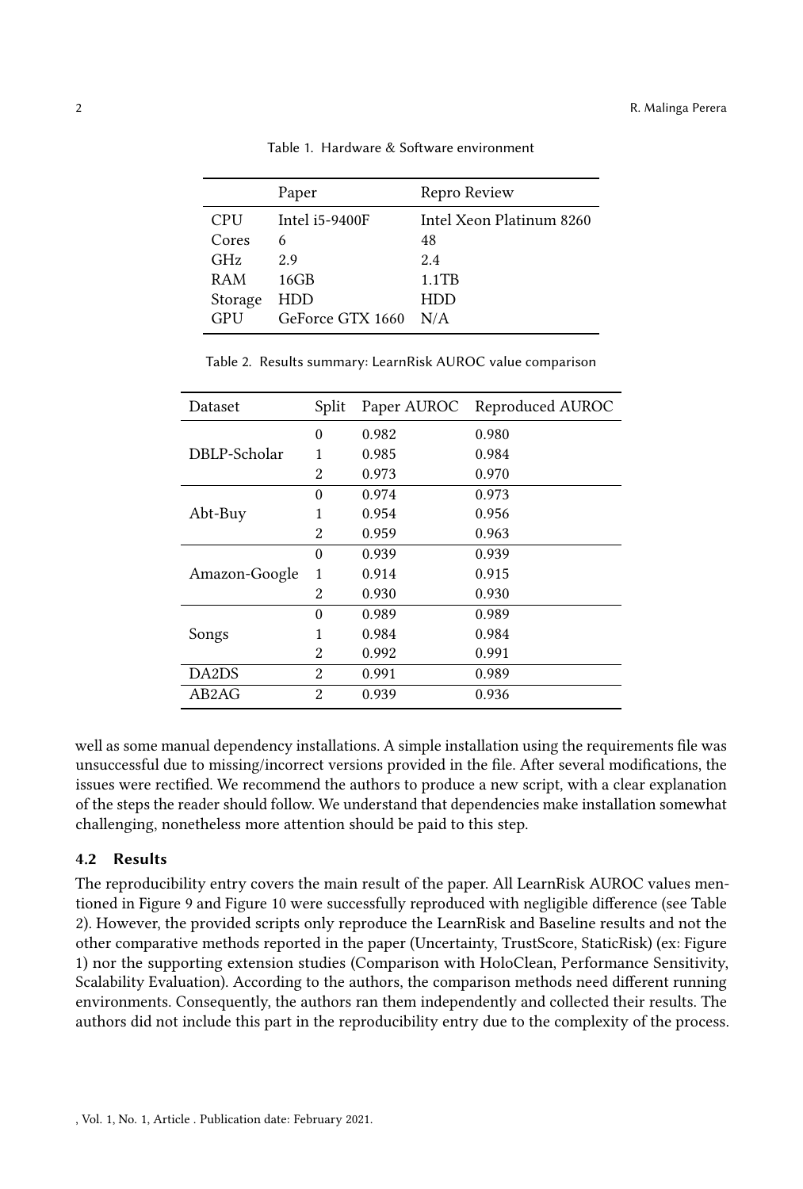Table 1. Hardware & Software environment

| | Paper | Repro Review |
|---|---|---|
| CPU | Intel i5-9400F | Intel Xeon Platinum 8260 |
| Cores | 6 | 48 |
| GHz | 2.9 | 2.4 |
| RAM | 16GB | 1.1TB |
| Storage | HDD | HDD |
| GPU | GeForce GTX 1660 | N/A |

Table 2. Results summary: LearnRisk AUROC value comparison

| Dataset | Split | Paper AUROC | Reproduced AUROC |
|---|---|---|---|
| DBLP-Scholar | 0 | 0.982 | 0.980 |
| | 1 | 0.985 | 0.984 |
| | 2 | 0.973 | 0.970 |
| Abt-Buy | 0 | 0.974 | 0.973 |
| | 1 | 0.954 | 0.956 |
| | 2 | 0.959 | 0.963 |
| Amazon-Google | 0 | 0.939 | 0.939 |
| | 1 | 0.914 | 0.915 |
| | 2 | 0.930 | 0.930 |
| Songs | 0 | 0.989 | 0.989 |
| | 1 | 0.984 | 0.984 |
| | 2 | 0.992 | 0.991 |
| DA2DS | 2 | 0.991 | 0.989 |
| AB2AG | 2 | 0.939 | 0.936 |

well as some manual dependency installations. A simple installation using the requirements file was unsuccessful due to missing/incorrect versions provided in the file. After several modifications, the issues were rectified. We recommend the authors to produce a new script, with a clear explanation of the steps the reader should follow. We understand that dependencies make installation somewhat challenging, nonetheless more attention should be paid to this step.

### 4.2 Results

The reproducibility entry covers the main result of the paper. All LearnRisk AUROC values mentioned in Figure 9 and Figure 10 were successfully reproduced with negligible difference (see Table 2). However, the provided scripts only reproduce the LearnRisk and Baseline results and not the other comparative methods reported in the paper (Uncertainty, TrustScore, StaticRisk) (ex: Figure 1) nor the supporting extension studies (Comparison with HoloClean, Performance Sensitivity, Scalability Evaluation). According to the authors, the comparison methods need different running environments. Consequently, the authors ran them independently and collected their results. The authors did not include this part in the reproducibility entry due to the complexity of the process.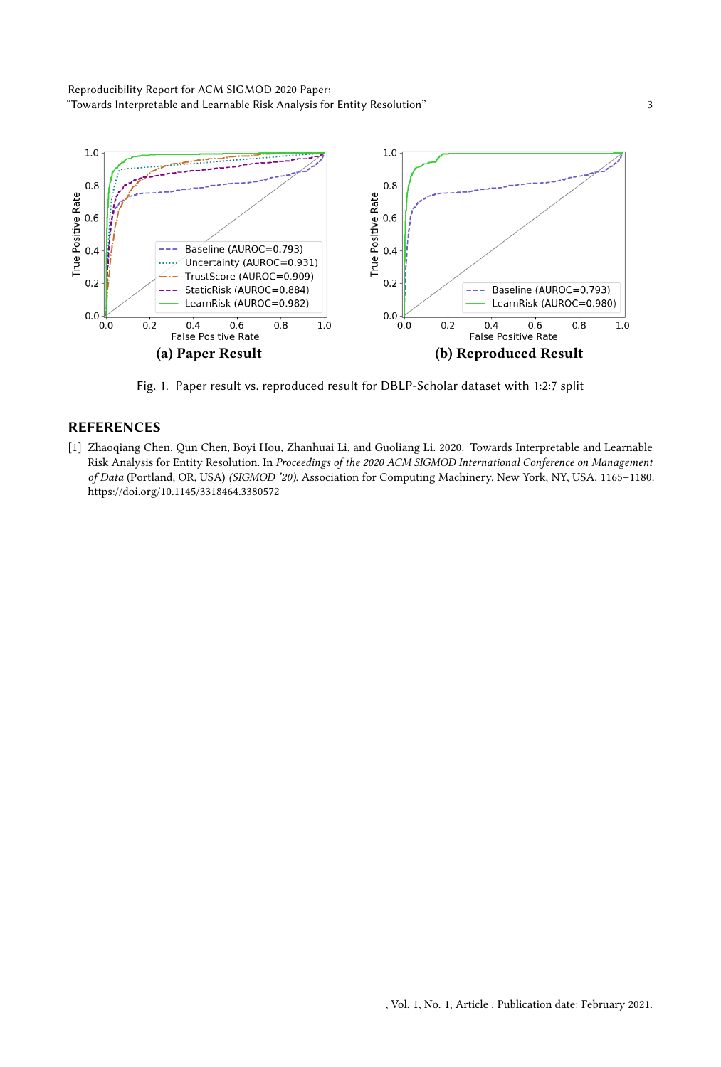(a) Paper Result

True Positive Rate

False Positive Rate

Baseline (AUROC=0.793)
Uncertainty (AUROC=0.931)
TrustScore (AUROC=0.909)
StaticRisk (AUROC=0.884)
LearnRisk (AUROC=0.982)

(b) Reproduced Result

True Positive Rate

False Positive Rate

Baseline (AUROC=0.793)
LearnRisk (AUROC=0.980)

Fig. 1. Paper result vs. reproduced result for DBLP-Scholar dataset with 1:2:7 split

## REFERENCES

[1] Zhaoqiang Chen, Qun Chen, Boyi Hou, Zhanhuai Li, and Guoliang Li. 2020. Towards Interpretable and Learnable Risk Analysis for Entity Resolution. In *Proceedings of the 2020 ACM SIGMOD International Conference on Management of Data* (Portland, OR, USA) *(SIGMOD '20)*. Association for Computing Machinery, New York, NY, USA, 1165–1180. https://doi.org/10.1145/3318464.3380572